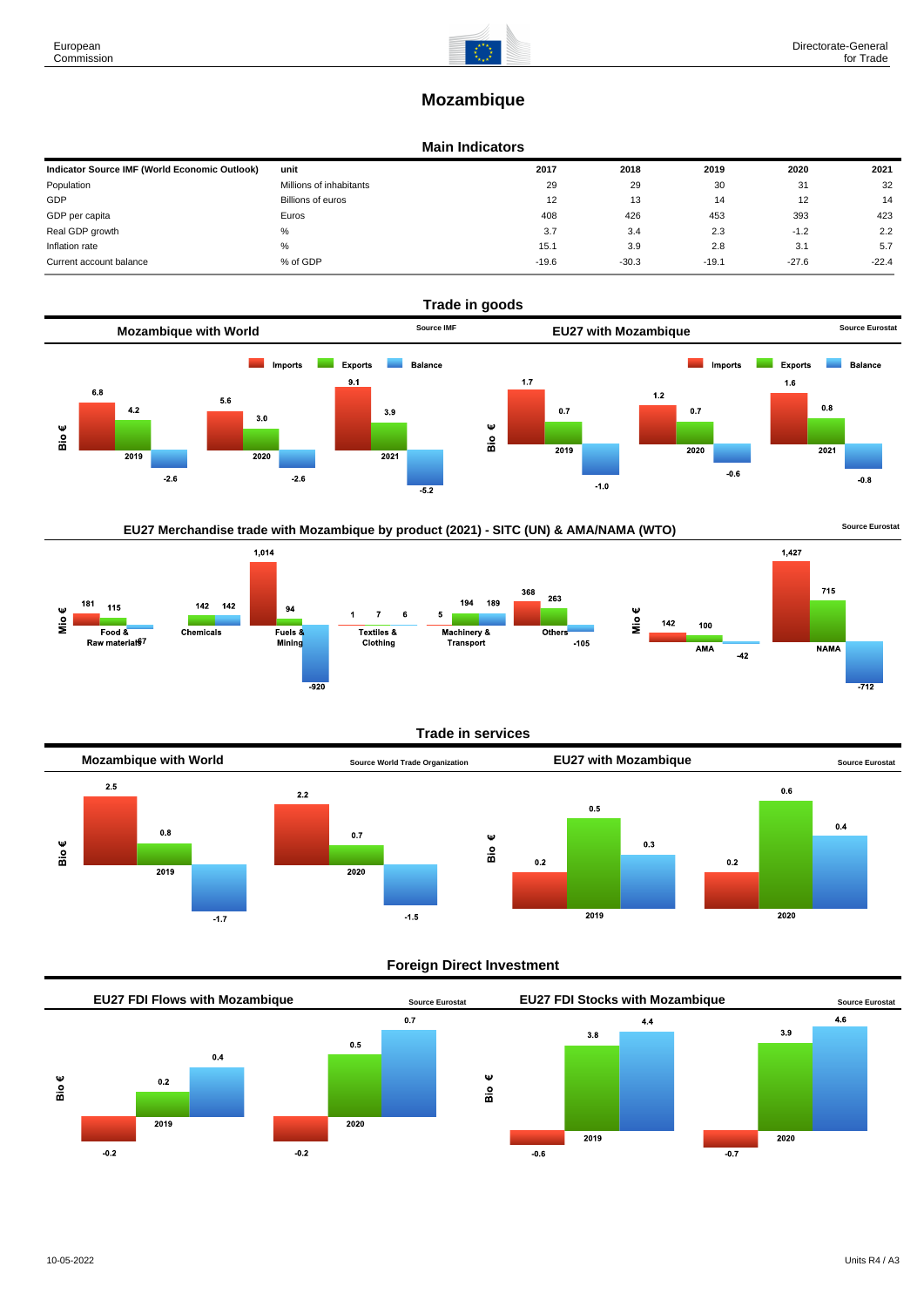# Mozambique

## Main Indicators

| Indicator Source IMF (World Economic Outlook) | unit | 2017 | 2018 | 2019 | 2020 | 2021 |
|---|---|---|---|---|---|---|
| Population | Millions of inhabitants | 29 | 29 | 30 | 31 | 32 |
| GDP | Billions of euros | 12 | 13 | 14 | 12 | 14 |
| GDP per capita | Euros | 408 | 426 | 453 | 393 | 423 |
| Real GDP growth | % | 3.7 | 3.4 | 2.3 | -1.2 | 2.2 |
| Inflation rate | % | 15.1 | 3.9 | 2.8 | 3.1 | 5.7 |
| Current account balance | % of GDP | -19.6 | -30.3 | -19.1 | -27.6 | -22.4 |

## Trade in goods

### Mozambique with World

Source IMF

Bio €

| | Imports | Exports | Balance |
|---|---|---|---|
| 2019 | 6.8 | 4.2 | -2.6 |
| 2020 | 5.6 | 3.0 | -2.6 |
| 2021 | 9.1 | 3.9 | -5.2 |

### EU27 with Mozambique

Source Eurostat

Bio €

| | Imports | Exports | Balance |
|---|---|---|---|
| 2019 | 1.7 | 0.7 | -1.0 |
| 2020 | 1.2 | 0.7 | -0.6 |
| 2021 | 1.6 | 0.8 | -0.8 |

### EU27 Merchandise trade with Mozambique by product (2021) - SITC (UN) & AMA/NAMA (WTO)

Source Eurostat

Mio €

| | Imports | Exports | Balance |
|---|---|---|---|
| Food & Raw materials | 181 | 115 | -67 |
| Chemicals | 142 | 142 | |
| Fuels & Mining | 1,014 | 94 | -920 |
| Textiles & Clothing | 1 | 7 | 6 |
| Machinery & Transport | 5 | 194 | 189 |
| Others | 368 | 263 | -105 |

| | Imports | Exports | Balance |
|---|---|---|---|
| AMA | 142 | 100 | -42 |
| NAMA | 1,427 | 715 | -712 |

## Trade in services

### Mozambique with World

Source World Trade Organization

Bio €

| | Imports | Exports | Balance |
|---|---|---|---|
| 2019 | 2.5 | 0.8 | -1.7 |
| 2020 | 2.2 | 0.7 | -1.5 |

### EU27 with Mozambique

Source Eurostat

Bio €

| | Imports | Exports | Balance |
|---|---|---|---|
| 2019 | 0.2 | 0.5 | 0.3 |
| 2020 | 0.2 | 0.6 | 0.4 |

## Foreign Direct Investment

### EU27 FDI Flows with Mozambique

Source Eurostat

Bio €

| | | | |
|---|---|---|---|
| 2019 | -0.2 | 0.2 | 0.4 |
| 2020 | -0.2 | 0.5 | 0.7 |

### EU27 FDI Stocks with Mozambique

Source Eurostat

Bio €

| | | | |
|---|---|---|---|
| 2019 | -0.6 | 3.8 | 4.4 |
| 2020 | -0.7 | 3.9 | 4.6 |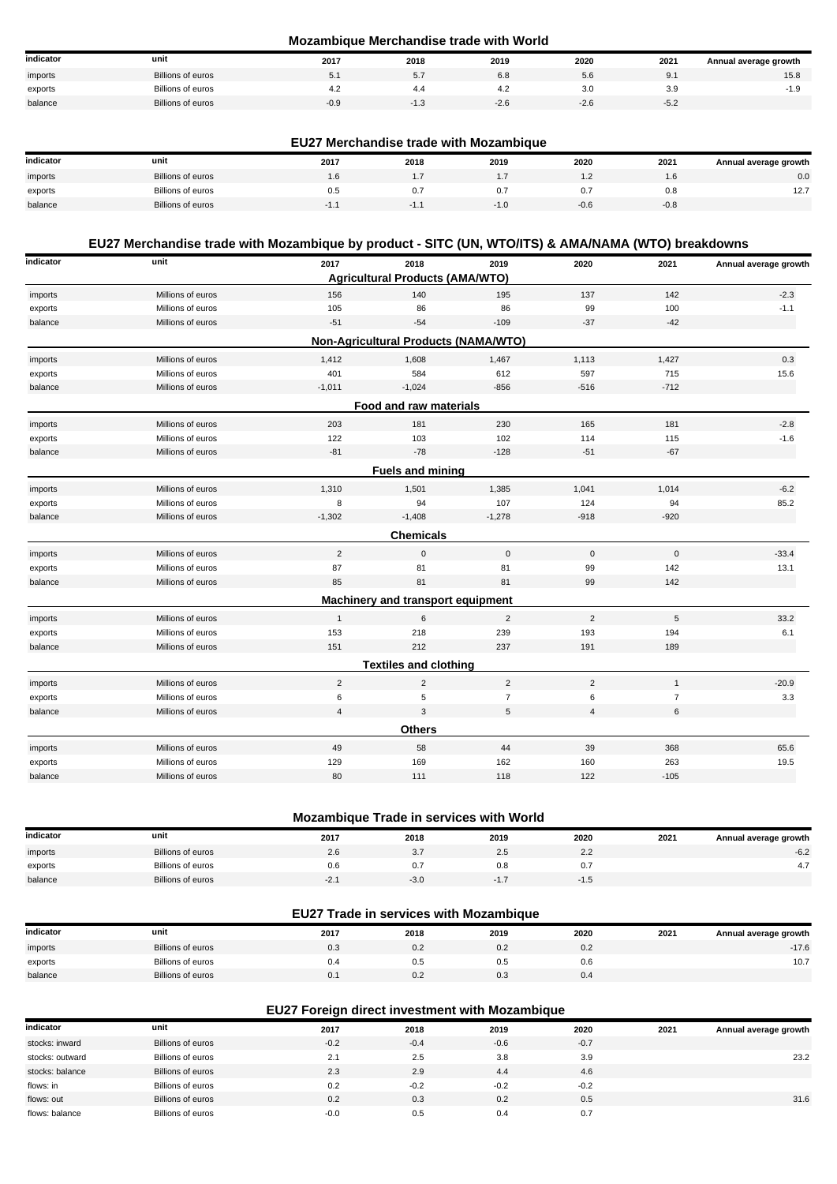## Mozambique Merchandise trade with World

| indicator | unit | 2017 | 2018 | 2019 | 2020 | 2021 | Annual average growth |
|---|---|---|---|---|---|---|---|
| imports | Billions of euros | 5.1 | 5.7 | 6.8 | 5.6 | 9.1 | 15.8 |
| exports | Billions of euros | 4.2 | 4.4 | 4.2 | 3.0 | 3.9 | -1.9 |
| balance | Billions of euros | -0.9 | -1.3 | -2.6 | -2.6 | -5.2 | |

## EU27 Merchandise trade with Mozambique

| indicator | unit | 2017 | 2018 | 2019 | 2020 | 2021 | Annual average growth |
|---|---|---|---|---|---|---|---|
| imports | Billions of euros | 1.6 | 1.7 | 1.7 | 1.2 | 1.6 | 0.0 |
| exports | Billions of euros | 0.5 | 0.7 | 0.7 | 0.7 | 0.8 | 12.7 |
| balance | Billions of euros | -1.1 | -1.1 | -1.0 | -0.6 | -0.8 | |

## EU27 Merchandise trade with Mozambique by product - SITC (UN, WTO/ITS) & AMA/NAMA (WTO) breakdowns

| indicator | unit | 2017 | 2018 | 2019 | 2020 | 2021 | Annual average growth |
|---|---|---|---|---|---|---|---|
| **Agricultural Products (AMA/WTO)** | | | | | | | |
| imports | Millions of euros | 156 | 140 | 195 | 137 | 142 | -2.3 |
| exports | Millions of euros | 105 | 86 | 86 | 99 | 100 | -1.1 |
| balance | Millions of euros | -51 | -54 | -109 | -37 | -42 | |
| **Non-Agricultural Products (NAMA/WTO)** | | | | | | | |
| imports | Millions of euros | 1,412 | 1,608 | 1,467 | 1,113 | 1,427 | 0.3 |
| exports | Millions of euros | 401 | 584 | 612 | 597 | 715 | 15.6 |
| balance | Millions of euros | -1,011 | -1,024 | -856 | -516 | -712 | |
| **Food and raw materials** | | | | | | | |
| imports | Millions of euros | 203 | 181 | 230 | 165 | 181 | -2.8 |
| exports | Millions of euros | 122 | 103 | 102 | 114 | 115 | -1.6 |
| balance | Millions of euros | -81 | -78 | -128 | -51 | -67 | |
| **Fuels and mining** | | | | | | | |
| imports | Millions of euros | 1,310 | 1,501 | 1,385 | 1,041 | 1,014 | -6.2 |
| exports | Millions of euros | 8 | 94 | 107 | 124 | 94 | 85.2 |
| balance | Millions of euros | -1,302 | -1,408 | -1,278 | -918 | -920 | |
| **Chemicals** | | | | | | | |
| imports | Millions of euros | 2 | 0 | 0 | 0 | 0 | -33.4 |
| exports | Millions of euros | 87 | 81 | 81 | 99 | 142 | 13.1 |
| balance | Millions of euros | 85 | 81 | 81 | 99 | 142 | |
| **Machinery and transport equipment** | | | | | | | |
| imports | Millions of euros | 1 | 6 | 2 | 2 | 5 | 33.2 |
| exports | Millions of euros | 153 | 218 | 239 | 193 | 194 | 6.1 |
| balance | Millions of euros | 151 | 212 | 237 | 191 | 189 | |
| **Textiles and clothing** | | | | | | | |
| imports | Millions of euros | 2 | 2 | 2 | 2 | 1 | -20.9 |
| exports | Millions of euros | 6 | 5 | 7 | 6 | 7 | 3.3 |
| balance | Millions of euros | 4 | 3 | 5 | 4 | 6 | |
| **Others** | | | | | | | |
| imports | Millions of euros | 49 | 58 | 44 | 39 | 368 | 65.6 |
| exports | Millions of euros | 129 | 169 | 162 | 160 | 263 | 19.5 |
| balance | Millions of euros | 80 | 111 | 118 | 122 | -105 | |

## Mozambique Trade in services with World

| indicator | unit | 2017 | 2018 | 2019 | 2020 | 2021 | Annual average growth |
|---|---|---|---|---|---|---|---|
| imports | Billions of euros | 2.6 | 3.7 | 2.5 | 2.2 | | -6.2 |
| exports | Billions of euros | 0.6 | 0.7 | 0.8 | 0.7 | | 4.7 |
| balance | Billions of euros | -2.1 | -3.0 | -1.7 | -1.5 | | |

## EU27 Trade in services with Mozambique

| indicator | unit | 2017 | 2018 | 2019 | 2020 | 2021 | Annual average growth |
|---|---|---|---|---|---|---|---|
| imports | Billions of euros | 0.3 | 0.2 | 0.2 | 0.2 | | -17.6 |
| exports | Billions of euros | 0.4 | 0.5 | 0.5 | 0.6 | | 10.7 |
| balance | Billions of euros | 0.1 | 0.2 | 0.3 | 0.4 | | |

## EU27 Foreign direct investment with Mozambique

| indicator | unit | 2017 | 2018 | 2019 | 2020 | 2021 | Annual average growth |
|---|---|---|---|---|---|---|---|
| stocks: inward | Billions of euros | -0.2 | -0.4 | -0.6 | -0.7 | | |
| stocks: outward | Billions of euros | 2.1 | 2.5 | 3.8 | 3.9 | | 23.2 |
| stocks: balance | Billions of euros | 2.3 | 2.9 | 4.4 | 4.6 | | |
| flows: in | Billions of euros | 0.2 | -0.2 | -0.2 | -0.2 | | |
| flows: out | Billions of euros | 0.2 | 0.3 | 0.2 | 0.5 | | 31.6 |
| flows: balance | Billions of euros | -0.0 | 0.5 | 0.4 | 0.7 | | |